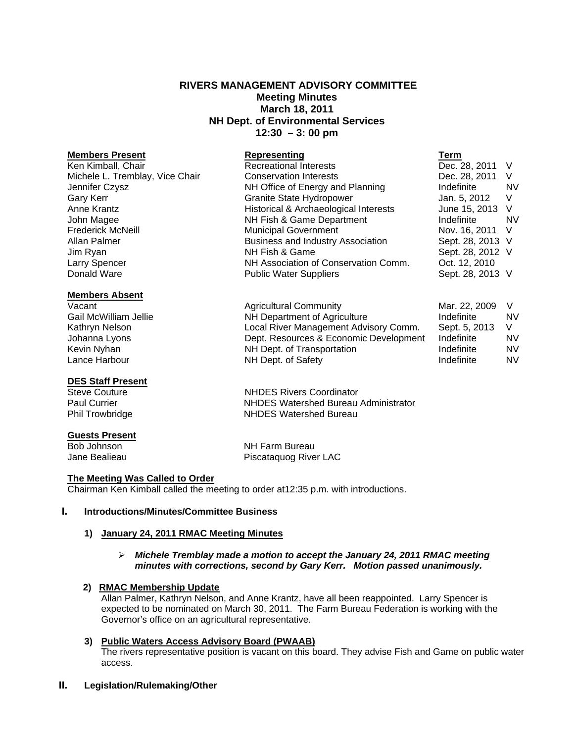# RIVERS MANAGEMENT ADVISORY COMMITTEE
## Meeting Minutes
## March 18, 2011
## NH Dept. of Environmental Services
## 12:30 – 3: 00 pm

| **Members Present** | **Representing** | **Term** | |
|---|---|---|---|
| Ken Kimball, Chair | Recreational Interests | Dec. 28, 2011 | V |
| Michele L. Tremblay, Vice Chair | Conservation Interests | Dec. 28, 2011 | V |
| Jennifer Czysz | NH Office of Energy and Planning | Indefinite | NV |
| Gary Kerr | Granite State Hydropower | Jan. 5, 2012 | V |
| Anne Krantz | Historical & Archaeological Interests | June 15, 2013 | V |
| John Magee | NH Fish & Game Department | Indefinite | NV |
| Frederick McNeill | Municipal Government | Nov. 16, 2011 | V |
| Allan Palmer | Business and Industry Association | Sept. 28, 2013 | V |
| Jim Ryan | NH Fish & Game | Sept. 28, 2012 | V |
| Larry Spencer | NH Association of Conservation Comm. | Oct. 12, 2010 | |
| Donald Ware | Public Water Suppliers | Sept. 28, 2013 | V |

| **Members Absent** | | | |
|---|---|---|---|
| Vacant | Agricultural Community | Mar. 22, 2009 | V |
| Gail McWilliam Jellie | NH Department of Agriculture | Indefinite | NV |
| Kathryn Nelson | Local River Management Advisory Comm. | Sept. 5, 2013 | V |
| Johanna Lyons | Dept. Resources & Economic Development | Indefinite | NV |
| Kevin Nyhan | NH Dept. of Transportation | Indefinite | NV |
| Lance Harbour | NH Dept. of Safety | Indefinite | NV |

| **DES Staff Present** | |
|---|---|
| Steve Couture | NHDES Rivers Coordinator |
| Paul Currier | NHDES Watershed Bureau Administrator |
| Phil Trowbridge | NHDES Watershed Bureau |

| **Guests Present** | |
|---|---|
| Bob Johnson | NH Farm Bureau |
| Jane Bealieau | Piscataquog River LAC |

**The Meeting Was Called to Order**

Chairman Ken Kimball called the meeting to order at12:35 p.m. with introductions.

## I. Introductions/Minutes/Committee Business

### 1) January 24, 2011 RMAC Meeting Minutes

- ***Michele Tremblay made a motion to accept the January 24, 2011 RMAC meeting minutes with corrections, second by Gary Kerr. Motion passed unanimously.***

### 2) RMAC Membership Update

Allan Palmer, Kathryn Nelson, and Anne Krantz, have all been reappointed. Larry Spencer is expected to be nominated on March 30, 2011. The Farm Bureau Federation is working with the Governor's office on an agricultural representative.

### 3) Public Waters Access Advisory Board (PWAAB)

The rivers representative position is vacant on this board. They advise Fish and Game on public water access.

## II. Legislation/Rulemaking/Other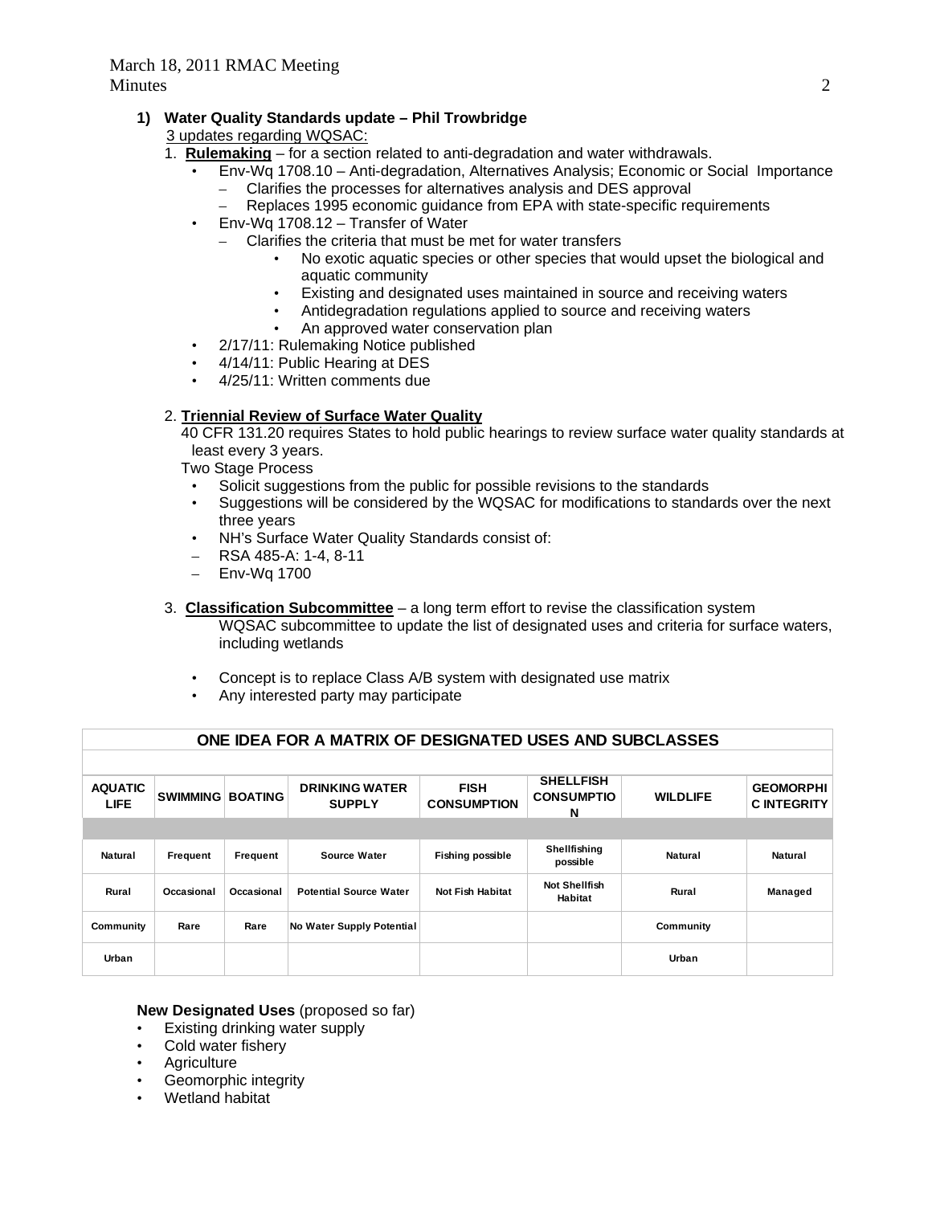**1) Water Quality Standards update – Phil Trowbridge**

3 updates regarding WQSAC:

1. **Rulemaking** – for a section related to anti-degradation and water withdrawals.
   - Env-Wq 1708.10 – Anti-degradation, Alternatives Analysis; Economic or Social Importance
     - Clarifies the processes for alternatives analysis and DES approval
     - Replaces 1995 economic guidance from EPA with state-specific requirements
   - Env-Wq 1708.12 – Transfer of Water
     - Clarifies the criteria that must be met for water transfers
       - No exotic aquatic species or other species that would upset the biological and aquatic community
       - Existing and designated uses maintained in source and receiving waters
       - Antidegradation regulations applied to source and receiving waters
       - An approved water conservation plan
   - 2/17/11: Rulemaking Notice published
   - 4/14/11: Public Hearing at DES
   - 4/25/11: Written comments due

2. **Triennial Review of Surface Water Quality**

   40 CFR 131.20 requires States to hold public hearings to review surface water quality standards at least every 3 years.

   Two Stage Process
   - Solicit suggestions from the public for possible revisions to the standards
   - Suggestions will be considered by the WQSAC for modifications to standards over the next three years
   - NH's Surface Water Quality Standards consist of:
   - RSA 485-A: 1-4, 8-11
   - Env-Wq 1700

3. **Classification Subcommittee** – a long term effort to revise the classification system

   WQSAC subcommittee to update the list of designated uses and criteria for surface waters, including wetlands

   - Concept is to replace Class A/B system with designated use matrix
   - Any interested party may participate

**ONE IDEA FOR A MATRIX OF DESIGNATED USES AND SUBCLASSES**

| AQUATIC LIFE | SWIMMING | BOATING | DRINKING WATER SUPPLY | FISH CONSUMPTION | SHELLFISH CONSUMPTION | WILDLIFE | GEOMORPHIC INTEGRITY |
|---|---|---|---|---|---|---|---|
| Natural | Frequent | Frequent | Source Water | Fishing possible | Shellfishing possible | Natural | Natural |
| Rural | Occasional | Occasional | Potential Source Water | Not Fish Habitat | Not Shellfish Habitat | Rural | Managed |
| Community | Rare | Rare | No Water Supply Potential | | | Community | |
| Urban | | | | | | Urban | |

**New Designated Uses** (proposed so far)

- Existing drinking water supply
- Cold water fishery
- Agriculture
- Geomorphic integrity
- Wetland habitat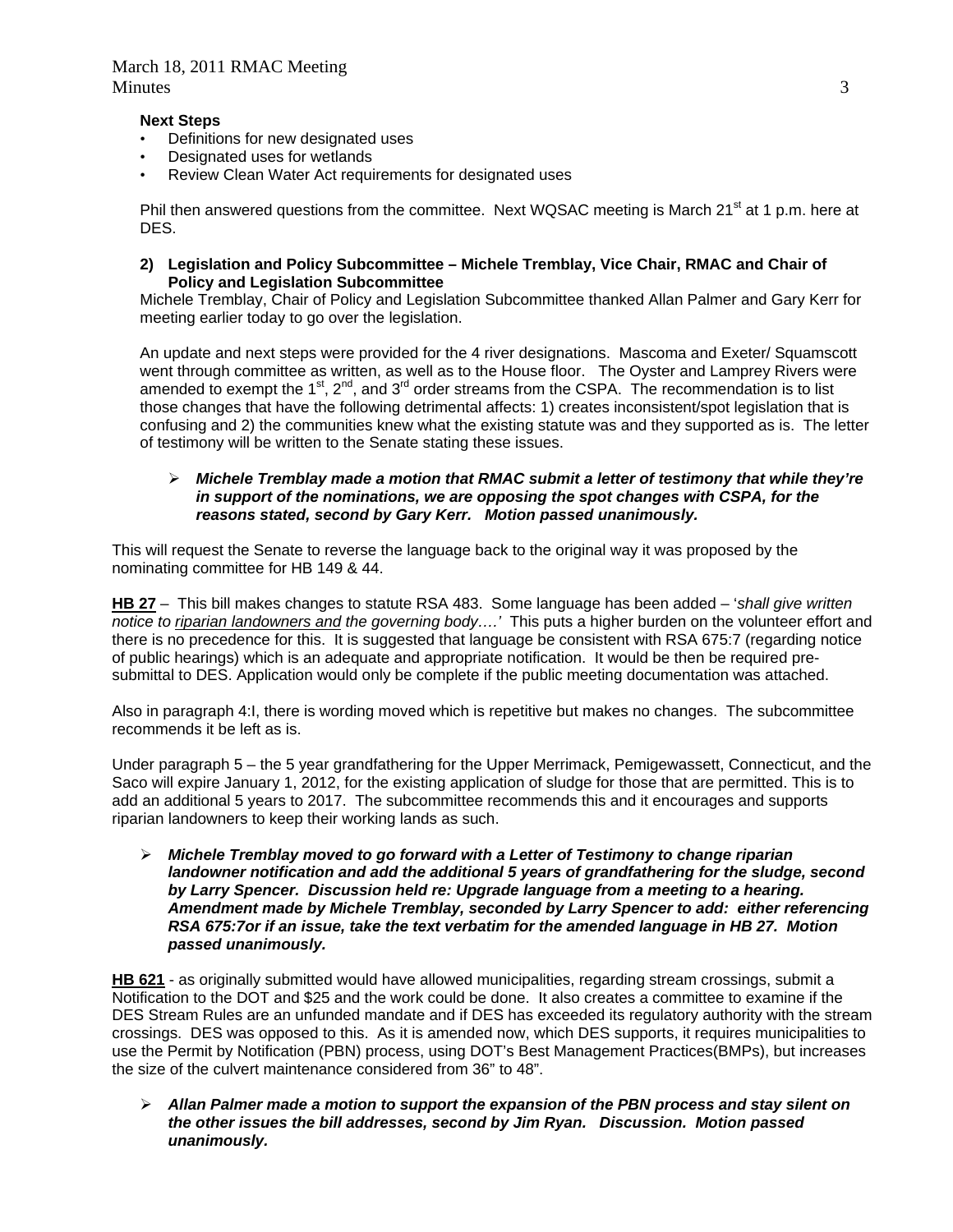**Next Steps**

- Definitions for new designated uses
- Designated uses for wetlands
- Review Clean Water Act requirements for designated uses

Phil then answered questions from the committee. Next WQSAC meeting is March 21st at 1 p.m. here at DES.

**2) Legislation and Policy Subcommittee – Michele Tremblay, Vice Chair, RMAC and Chair of Policy and Legislation Subcommittee**

Michele Tremblay, Chair of Policy and Legislation Subcommittee thanked Allan Palmer and Gary Kerr for meeting earlier today to go over the legislation.

An update and next steps were provided for the 4 river designations. Mascoma and Exeter/ Squamscott went through committee as written, as well as to the House floor. The Oyster and Lamprey Rivers were amended to exempt the 1st, 2nd, and 3rd order streams from the CSPA. The recommendation is to list those changes that have the following detrimental affects: 1) creates inconsistent/spot legislation that is confusing and 2) the communities knew what the existing statute was and they supported as is. The letter of testimony will be written to the Senate stating these issues.

- ***Michele Tremblay made a motion that RMAC submit a letter of testimony that while they're in support of the nominations, we are opposing the spot changes with CSPA, for the reasons stated, second by Gary Kerr. Motion passed unanimously.***

This will request the Senate to reverse the language back to the original way it was proposed by the nominating committee for HB 149 & 44.

**HB 27** – This bill makes changes to statute RSA 483. Some language has been added – '*shall give written notice to riparian landowners and the governing body….'* This puts a higher burden on the volunteer effort and there is no precedence for this. It is suggested that language be consistent with RSA 675:7 (regarding notice of public hearings) which is an adequate and appropriate notification. It would be then be required pre-submittal to DES. Application would only be complete if the public meeting documentation was attached.

Also in paragraph 4:I, there is wording moved which is repetitive but makes no changes. The subcommittee recommends it be left as is.

Under paragraph 5 – the 5 year grandfathering for the Upper Merrimack, Pemigewassett, Connecticut, and the Saco will expire January 1, 2012, for the existing application of sludge for those that are permitted. This is to add an additional 5 years to 2017. The subcommittee recommends this and it encourages and supports riparian landowners to keep their working lands as such.

- ***Michele Tremblay moved to go forward with a Letter of Testimony to change riparian landowner notification and add the additional 5 years of grandfathering for the sludge, second by Larry Spencer. Discussion held re: Upgrade language from a meeting to a hearing. Amendment made by Michele Tremblay, seconded by Larry Spencer to add: either referencing RSA 675:7or if an issue, take the text verbatim for the amended language in HB 27. Motion passed unanimously.***

**HB 621** - as originally submitted would have allowed municipalities, regarding stream crossings, submit a Notification to the DOT and $25 and the work could be done. It also creates a committee to examine if the DES Stream Rules are an unfunded mandate and if DES has exceeded its regulatory authority with the stream crossings. DES was opposed to this. As it is amended now, which DES supports, it requires municipalities to use the Permit by Notification (PBN) process, using DOT's Best Management Practices(BMPs), but increases the size of the culvert maintenance considered from 36" to 48".

- ***Allan Palmer made a motion to support the expansion of the PBN process and stay silent on the other issues the bill addresses, second by Jim Ryan. Discussion. Motion passed unanimously.***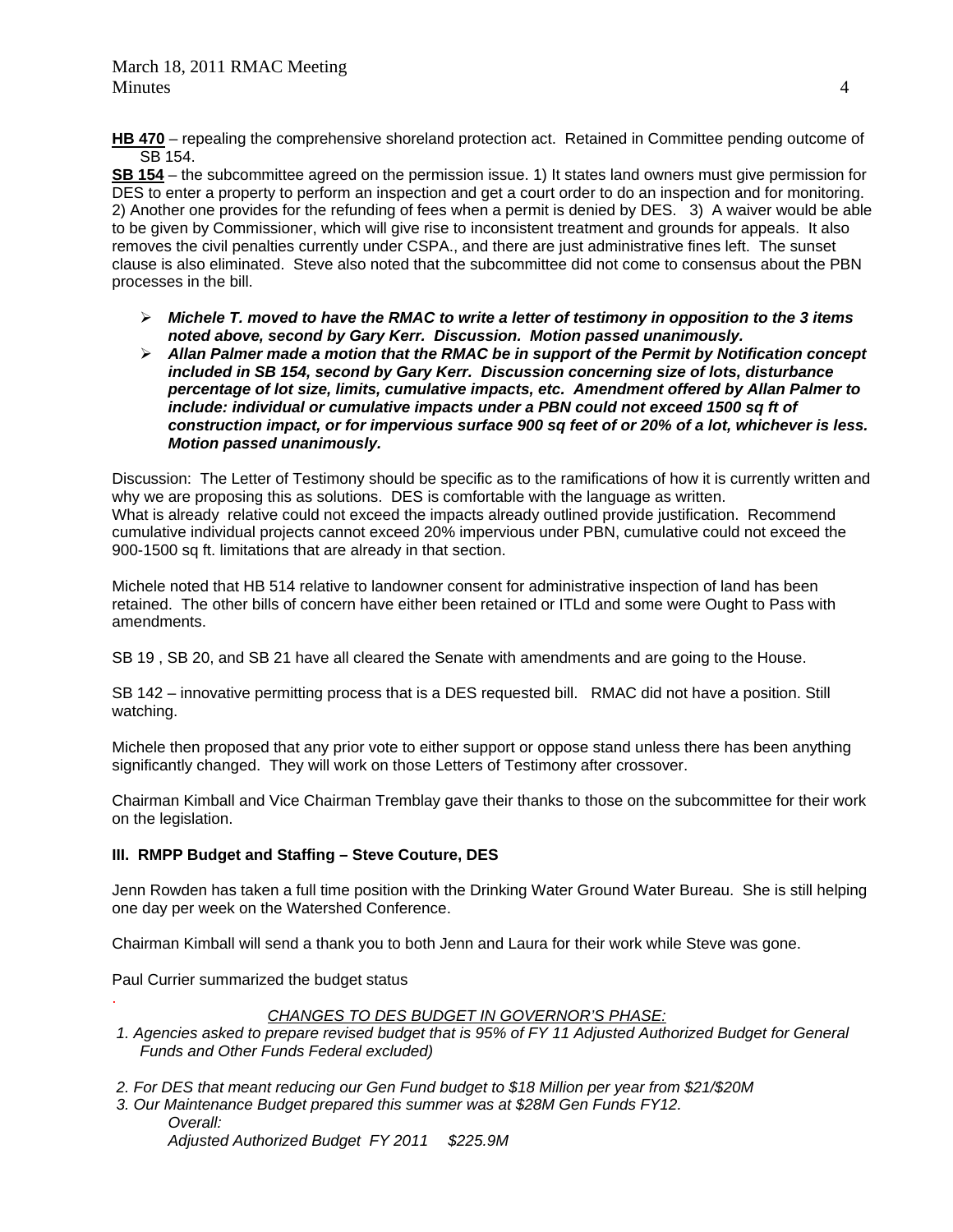**HB 470** – repealing the comprehensive shoreland protection act. Retained in Committee pending outcome of SB 154.

**SB 154** – the subcommittee agreed on the permission issue. 1) It states land owners must give permission for DES to enter a property to perform an inspection and get a court order to do an inspection and for monitoring. 2) Another one provides for the refunding of fees when a permit is denied by DES. 3) A waiver would be able to be given by Commissioner, which will give rise to inconsistent treatment and grounds for appeals. It also removes the civil penalties currently under CSPA., and there are just administrative fines left. The sunset clause is also eliminated. Steve also noted that the subcommittee did not come to consensus about the PBN processes in the bill.

- ***Michele T. moved to have the RMAC to write a letter of testimony in opposition to the 3 items noted above, second by Gary Kerr. Discussion. Motion passed unanimously.***
- ***Allan Palmer made a motion that the RMAC be in support of the Permit by Notification concept included in SB 154, second by Gary Kerr. Discussion concerning size of lots, disturbance percentage of lot size, limits, cumulative impacts, etc. Amendment offered by Allan Palmer to include: individual or cumulative impacts under a PBN could not exceed 1500 sq ft of construction impact, or for impervious surface 900 sq feet of or 20% of a lot, whichever is less. Motion passed unanimously.***

Discussion: The Letter of Testimony should be specific as to the ramifications of how it is currently written and why we are proposing this as solutions. DES is comfortable with the language as written.
What is already relative could not exceed the impacts already outlined provide justification. Recommend cumulative individual projects cannot exceed 20% impervious under PBN, cumulative could not exceed the 900-1500 sq ft. limitations that are already in that section.

Michele noted that HB 514 relative to landowner consent for administrative inspection of land has been retained. The other bills of concern have either been retained or ITLd and some were Ought to Pass with amendments.

SB 19 , SB 20, and SB 21 have all cleared the Senate with amendments and are going to the House.

SB 142 – innovative permitting process that is a DES requested bill. RMAC did not have a position. Still watching.

Michele then proposed that any prior vote to either support or oppose stand unless there has been anything significantly changed. They will work on those Letters of Testimony after crossover.

Chairman Kimball and Vice Chairman Tremblay gave their thanks to those on the subcommittee for their work on the legislation.

### III. RMPP Budget and Staffing – Steve Couture, DES

Jenn Rowden has taken a full time position with the Drinking Water Ground Water Bureau. She is still helping one day per week on the Watershed Conference.

Chairman Kimball will send a thank you to both Jenn and Laura for their work while Steve was gone.

Paul Currier summarized the budget status

*CHANGES TO DES BUDGET IN GOVERNOR'S PHASE:*

1. *Agencies asked to prepare revised budget that is 95% of FY 11 Adjusted Authorized Budget for General Funds and Other Funds Federal excluded)*
2. *For DES that meant reducing our Gen Fund budget to $18 Million per year from $21/$20M*
3. *Our Maintenance Budget prepared this summer was at $28M Gen Funds FY12.*
   *Overall:*
   *Adjusted Authorized Budget FY 2011 $225.9M*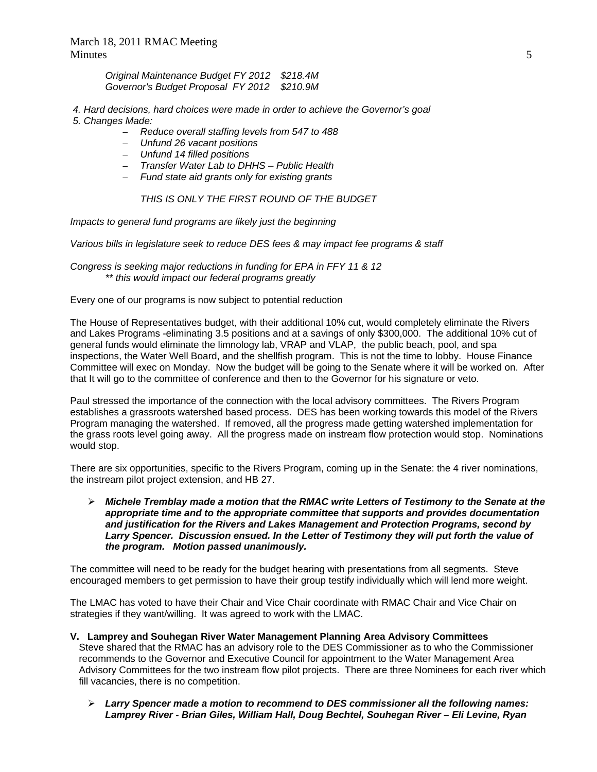*Original Maintenance Budget FY 2012 $218.4M*
*Governor's Budget Proposal FY 2012 $210.9M*

*4. Hard decisions, hard choices were made in order to achieve the Governor's goal*
*5. Changes Made:*

- *Reduce overall staffing levels from 547 to 488*
- *Unfund 26 vacant positions*
- *Unfund 14 filled positions*
- *Transfer Water Lab to DHHS – Public Health*
- *Fund state aid grants only for existing grants*

*THIS IS ONLY THE FIRST ROUND OF THE BUDGET*

*Impacts to general fund programs are likely just the beginning*

*Various bills in legislature seek to reduce DES fees & may impact fee programs & staff*

*Congress is seeking major reductions in funding for EPA in FFY 11 & 12*
*** this would impact our federal programs greatly*

Every one of our programs is now subject to potential reduction

The House of Representatives budget, with their additional 10% cut, would completely eliminate the Rivers and Lakes Programs -eliminating 3.5 positions and at a savings of only $300,000. The additional 10% cut of general funds would eliminate the limnology lab, VRAP and VLAP, the public beach, pool, and spa inspections, the Water Well Board, and the shellfish program. This is not the time to lobby. House Finance Committee will exec on Monday. Now the budget will be going to the Senate where it will be worked on. After that It will go to the committee of conference and then to the Governor for his signature or veto.

Paul stressed the importance of the connection with the local advisory committees. The Rivers Program establishes a grassroots watershed based process. DES has been working towards this model of the Rivers Program managing the watershed. If removed, all the progress made getting watershed implementation for the grass roots level going away. All the progress made on instream flow protection would stop. Nominations would stop.

There are six opportunities, specific to the Rivers Program, coming up in the Senate: the 4 river nominations, the instream pilot project extension, and HB 27.

- ***Michele Tremblay made a motion that the RMAC write Letters of Testimony to the Senate at the appropriate time and to the appropriate committee that supports and provides documentation and justification for the Rivers and Lakes Management and Protection Programs, second by Larry Spencer. Discussion ensued. In the Letter of Testimony they will put forth the value of the program. Motion passed unanimously.***

The committee will need to be ready for the budget hearing with presentations from all segments. Steve encouraged members to get permission to have their group testify individually which will lend more weight.

The LMAC has voted to have their Chair and Vice Chair coordinate with RMAC Chair and Vice Chair on strategies if they want/willing. It was agreed to work with the LMAC.

**V. Lamprey and Souhegan River Water Management Planning Area Advisory Committees**

Steve shared that the RMAC has an advisory role to the DES Commissioner as to who the Commissioner recommends to the Governor and Executive Council for appointment to the Water Management Area Advisory Committees for the two instream flow pilot projects. There are three Nominees for each river which fill vacancies, there is no competition.

- ***Larry Spencer made a motion to recommend to DES commissioner all the following names: Lamprey River - Brian Giles, William Hall, Doug Bechtel, Souhegan River – Eli Levine, Ryan***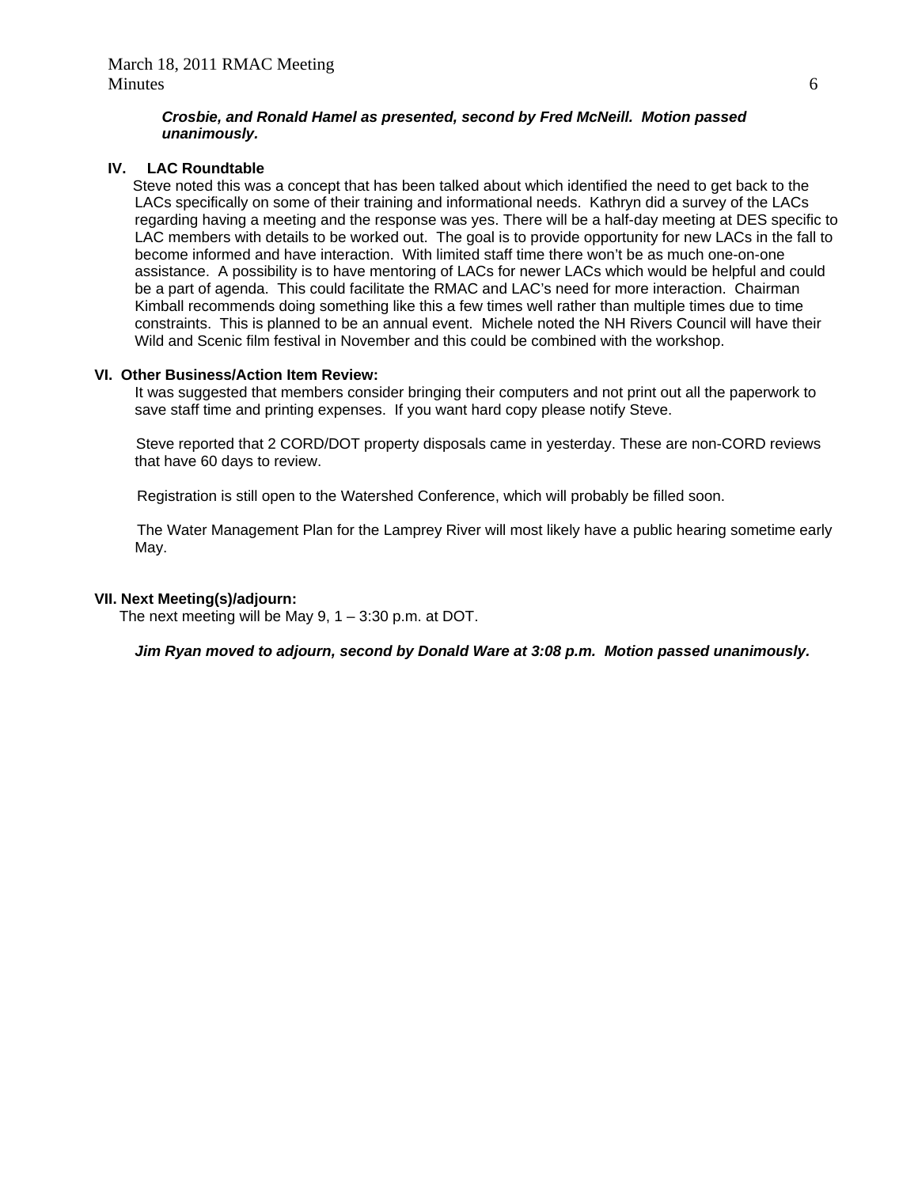***Crosbie, and Ronald Hamel as presented, second by Fred McNeill. Motion passed unanimously.***

**IV. LAC Roundtable**

Steve noted this was a concept that has been talked about which identified the need to get back to the LACs specifically on some of their training and informational needs. Kathryn did a survey of the LACs regarding having a meeting and the response was yes. There will be a half-day meeting at DES specific to LAC members with details to be worked out. The goal is to provide opportunity for new LACs in the fall to become informed and have interaction. With limited staff time there won't be as much one-on-one assistance. A possibility is to have mentoring of LACs for newer LACs which would be helpful and could be a part of agenda. This could facilitate the RMAC and LAC's need for more interaction. Chairman Kimball recommends doing something like this a few times well rather than multiple times due to time constraints. This is planned to be an annual event. Michele noted the NH Rivers Council will have their Wild and Scenic film festival in November and this could be combined with the workshop.

**VI. Other Business/Action Item Review:**

It was suggested that members consider bringing their computers and not print out all the paperwork to save staff time and printing expenses. If you want hard copy please notify Steve.

Steve reported that 2 CORD/DOT property disposals came in yesterday. These are non-CORD reviews that have 60 days to review.

Registration is still open to the Watershed Conference, which will probably be filled soon.

The Water Management Plan for the Lamprey River will most likely have a public hearing sometime early May.

**VII. Next Meeting(s)/adjourn:**

The next meeting will be May 9, 1 – 3:30 p.m. at DOT.

***Jim Ryan moved to adjourn, second by Donald Ware at 3:08 p.m. Motion passed unanimously.***